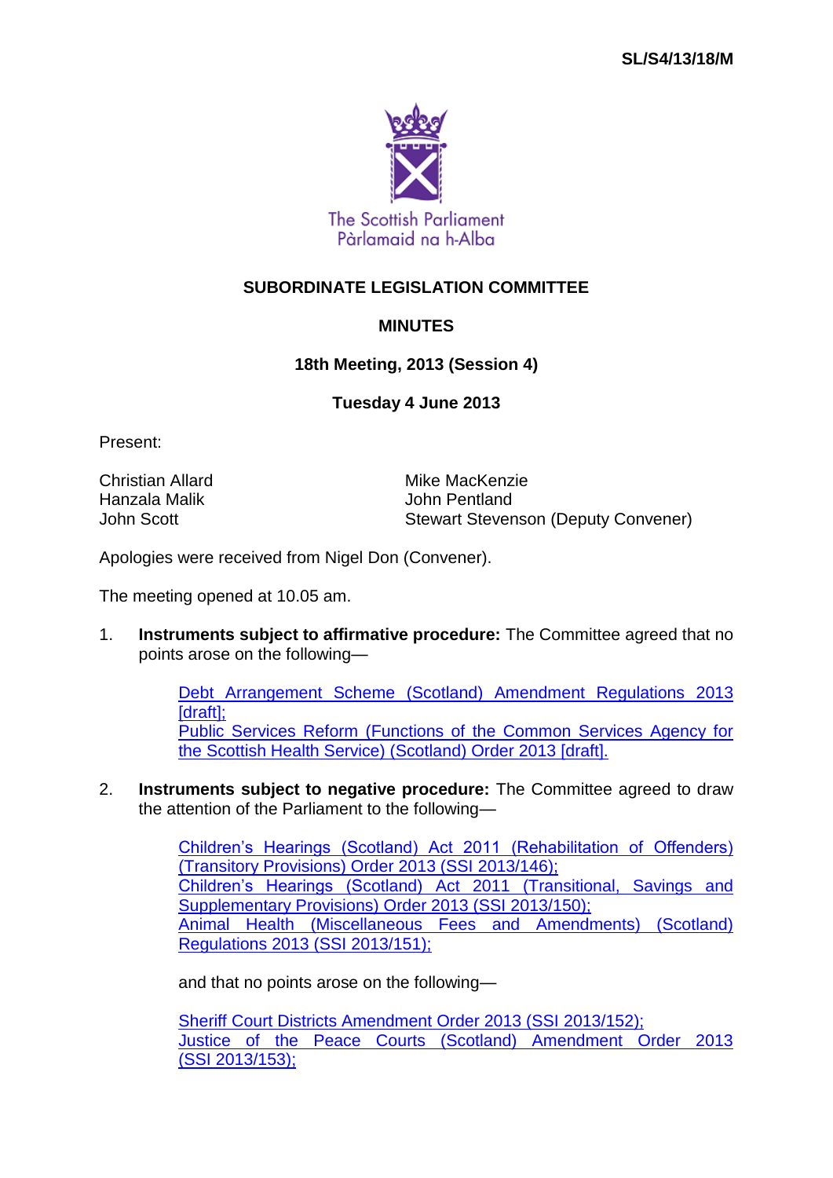SL/S4/13/18/M

The Scottish Parliament
Pàrlamaid na h-Alba

**SUBORDINATE LEGISLATION COMMITTEE**

**MINUTES**

**18th Meeting, 2013 (Session 4)**

**Tuesday 4 June 2013**

Present:

Christian Allard
Hanzala Malik
John Scott
Mike MacKenzie
John Pentland
Stewart Stevenson (Deputy Convener)

Apologies were received from Nigel Don (Convener).

The meeting opened at 10.05 am.

1. **Instruments subject to affirmative procedure:** The Committee agreed that no points arose on the following—

    Debt Arrangement Scheme (Scotland) Amendment Regulations 2013 [draft];
    Public Services Reform (Functions of the Common Services Agency for the Scottish Health Service) (Scotland) Order 2013 [draft].

2. **Instruments subject to negative procedure:** The Committee agreed to draw the attention of the Parliament to the following—

    Children's Hearings (Scotland) Act 2011 (Rehabilitation of Offenders) (Transitory Provisions) Order 2013 (SSI 2013/146);
    Children's Hearings (Scotland) Act 2011 (Transitional, Savings and Supplementary Provisions) Order 2013 (SSI 2013/150);
    Animal Health (Miscellaneous Fees and Amendments) (Scotland) Regulations 2013 (SSI 2013/151);

    and that no points arose on the following—

    Sheriff Court Districts Amendment Order 2013 (SSI 2013/152);
    Justice of the Peace Courts (Scotland) Amendment Order 2013 (SSI 2013/153);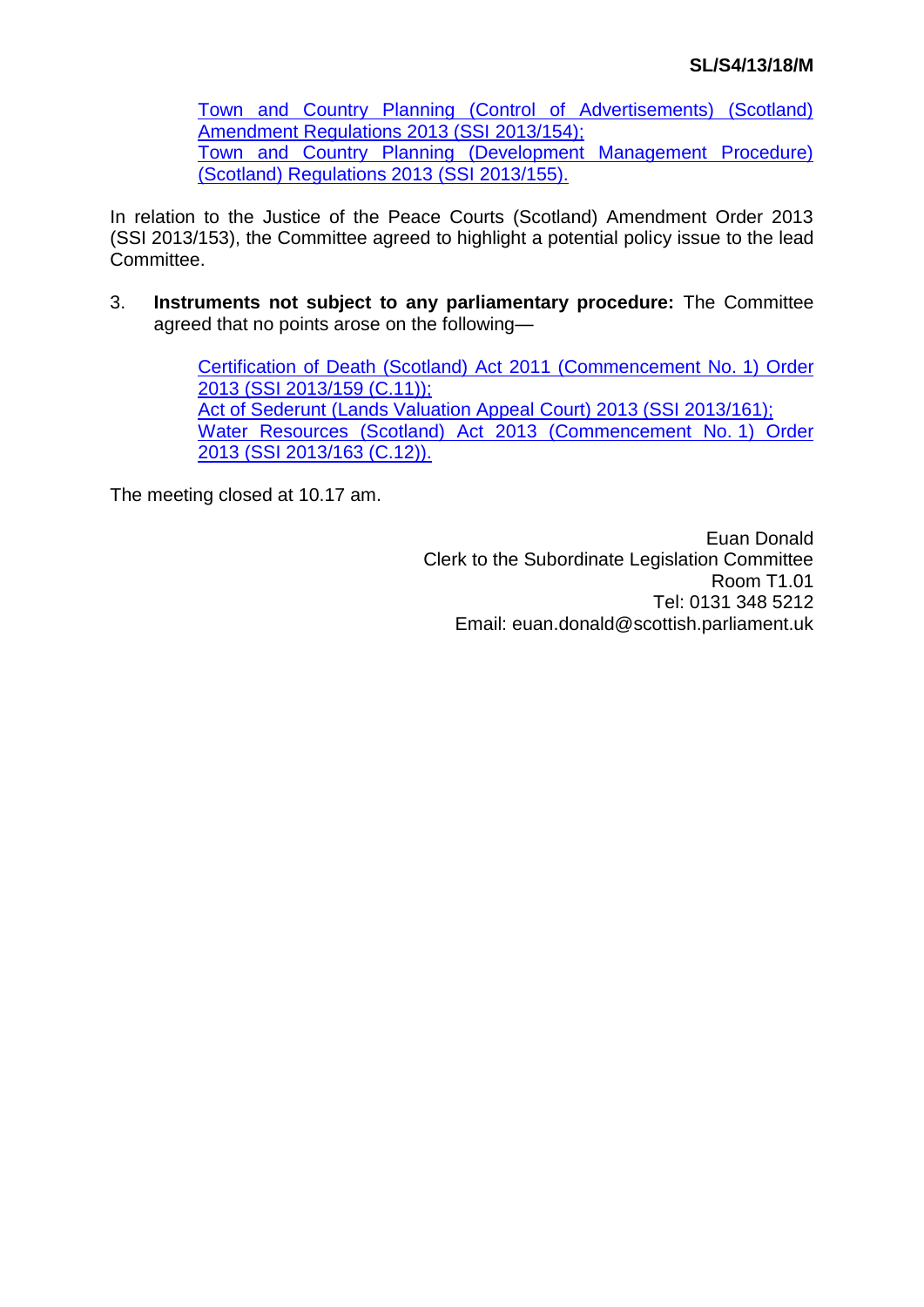Town and Country Planning (Control of Advertisements) (Scotland) Amendment Regulations 2013 (SSI 2013/154);
Town and Country Planning (Development Management Procedure) (Scotland) Regulations 2013 (SSI 2013/155).

In relation to the Justice of the Peace Courts (Scotland) Amendment Order 2013 (SSI 2013/153), the Committee agreed to highlight a potential policy issue to the lead Committee.

3. **Instruments not subject to any parliamentary procedure:** The Committee agreed that no points arose on the following—

   Certification of Death (Scotland) Act 2011 (Commencement No. 1) Order 2013 (SSI 2013/159 (C.11));
   Act of Sederunt (Lands Valuation Appeal Court) 2013 (SSI 2013/161);
   Water Resources (Scotland) Act 2013 (Commencement No. 1) Order 2013 (SSI 2013/163 (C.12)).

The meeting closed at 10.17 am.

Euan Donald
Clerk to the Subordinate Legislation Committee
Room T1.01
Tel: 0131 348 5212
Email: euan.donald@scottish.parliament.uk